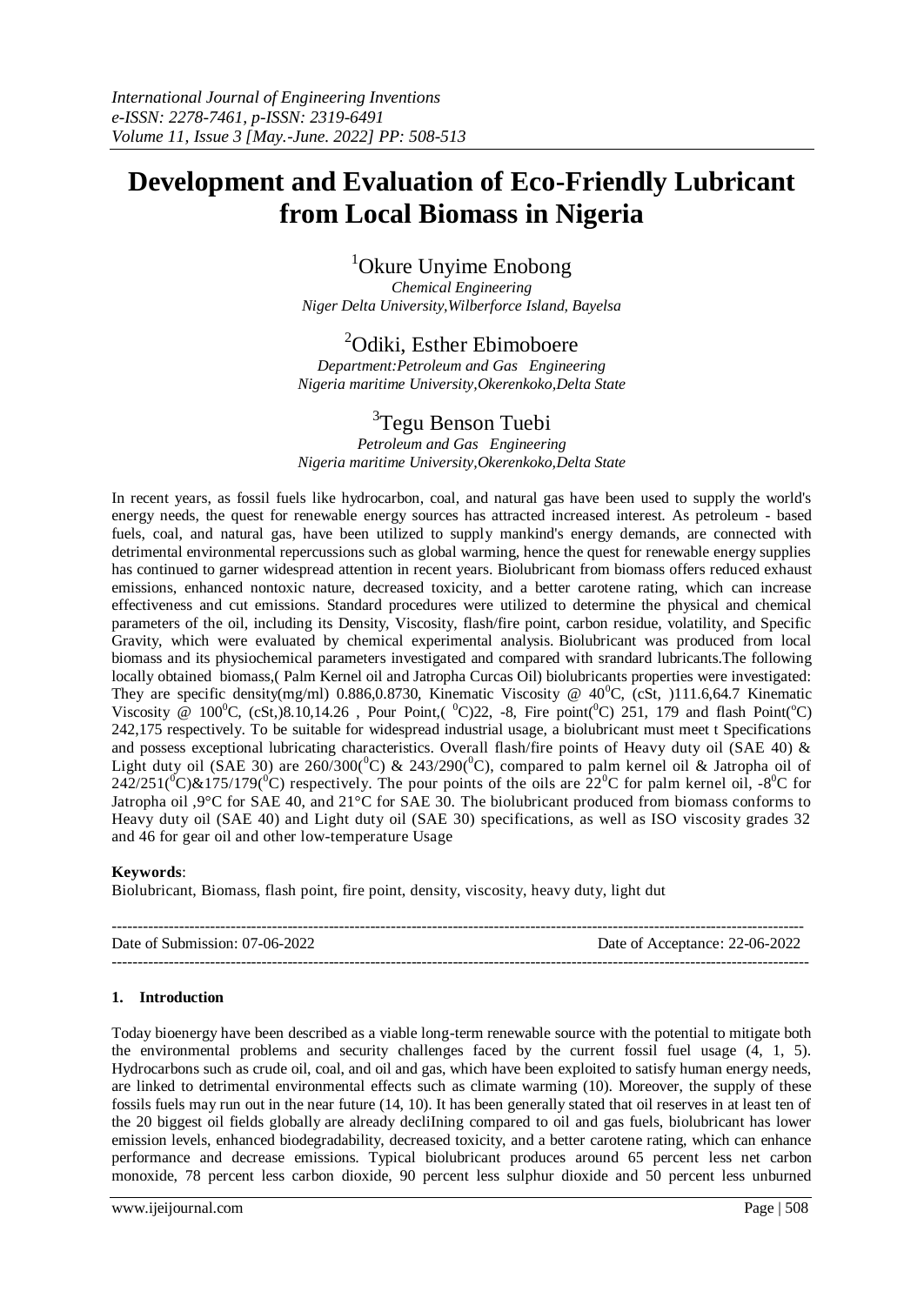# Development and Evaluation of Eco-Friendly Lubricant from Local Biomass in Nigeria

[1]Okure Unyime Enobong
*Chemical Engineering*
*Niger Delta University,Wilberforce Island, Bayelsa*

[2]Odiki, Esther Ebimoboere
*Department:Petroleum and Gas Engineering*
*Nigeria maritime University,Okerenkoko,Delta State*

[3]Tegu Benson Tuebi
*Petroleum and Gas Engineering*
*Nigeria maritime University,Okerenkoko,Delta State*

In recent years, as fossil fuels like hydrocarbon, coal, and natural gas have been used to supply the world's energy needs, the quest for renewable energy sources has attracted increased interest. As petroleum - based fuels, coal, and natural gas, have been utilized to supply mankind's energy demands, are connected with detrimental environmental repercussions such as global warming, hence the quest for renewable energy supplies has continued to garner widespread attention in recent years. Biolubricant from biomass offers reduced exhaust emissions, enhanced nontoxic nature, decreased toxicity, and a better carotene rating, which can increase effectiveness and cut emissions. Standard procedures were utilized to determine the physical and chemical parameters of the oil, including its Density, Viscosity, flash/fire point, carbon residue, volatility, and Specific Gravity, which were evaluated by chemical experimental analysis. Biolubricant was produced from local biomass and its physiochemical parameters investigated and compared with srandard lubricants.The following locally obtained biomass,( Palm Kernel oil and Jatropha Curcas Oil) biolubricants properties were investigated: They are specific density(mg/ml) 0.886,0.8730, Kinematic Viscosity @ 40$^0$C, (cSt, )111.6,64.7 Kinematic Viscosity @ 100$^0$C, (cSt,)8.10,14.26 , Pour Point,( $^0$C)22, -8, Fire point($^0$C) 251, 179 and flash Point($^o$C) 242,175 respectively. To be suitable for widespread industrial usage, a biolubricant must meet t Specifications and possess exceptional lubricating characteristics. Overall flash/fire points of Heavy duty oil (SAE 40) & Light duty oil (SAE 30) are 260/300($^0$C) & 243/290($^0$C), compared to palm kernel oil & Jatropha oil of 242/251($^0$C)&175/179($^0$C) respectively. The pour points of the oils are 22$^0$C for palm kernel oil, -8$^0$C for Jatropha oil ,9°C for SAE 40, and 21°C for SAE 30. The biolubricant produced from biomass conforms to Heavy duty oil (SAE 40) and Light duty oil (SAE 30) specifications, as well as ISO viscosity grades 32 and 46 for gear oil and other low-temperature Usage

**Keywords**:
Biolubricant, Biomass, flash point, fire point, density, viscosity, heavy duty, light dut

Date of Submission: 07-06-2022 Date of Acceptance: 22-06-2022

## 1. Introduction

Today bioenergy have been described as a viable long-term renewable source with the potential to mitigate both the environmental problems and security challenges faced by the current fossil fuel usage (4, 1, 5). Hydrocarbons such as crude oil, coal, and oil and gas, which have been exploited to satisfy human energy needs, are linked to detrimental environmental effects such as climate warming (10). Moreover, the supply of these fossils fuels may run out in the near future (14, 10). It has been generally stated that oil reserves in at least ten of the 20 biggest oil fields globally are already decliIning compared to oil and gas fuels, biolubricant has lower emission levels, enhanced biodegradability, decreased toxicity, and a better carotene rating, which can enhance performance and decrease emissions. Typical biolubricant produces around 65 percent less net carbon monoxide, 78 percent less carbon dioxide, 90 percent less sulphur dioxide and 50 percent less unburned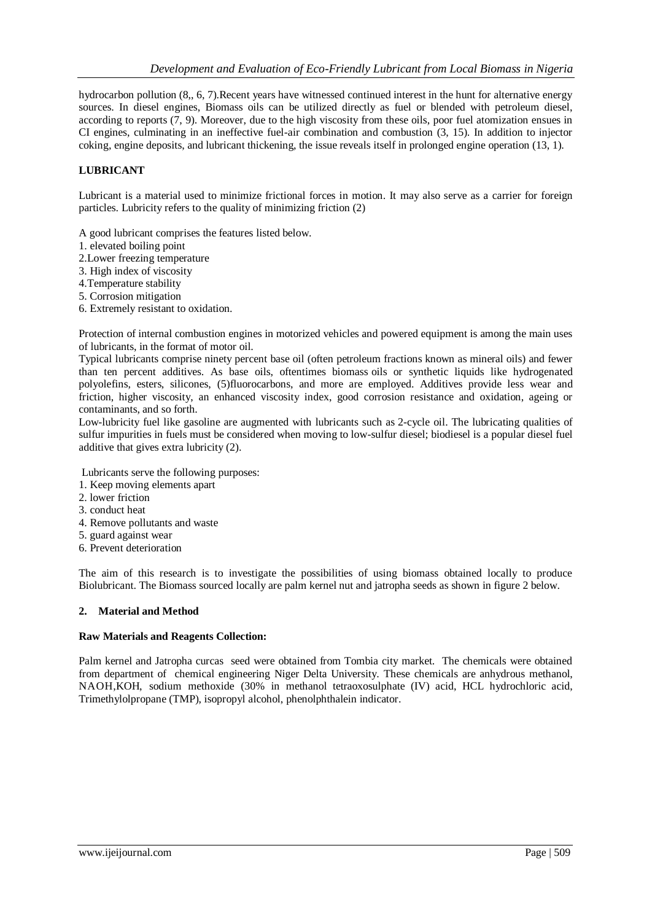hydrocarbon pollution (8,, 6, 7).Recent years have witnessed continued interest in the hunt for alternative energy sources. In diesel engines, Biomass oils can be utilized directly as fuel or blended with petroleum diesel, according to reports (7, 9). Moreover, due to the high viscosity from these oils, poor fuel atomization ensues in CI engines, culminating in an ineffective fuel-air combination and combustion (3, 15). In addition to injector coking, engine deposits, and lubricant thickening, the issue reveals itself in prolonged engine operation (13, 1).

## LUBRICANT

Lubricant is a material used to minimize frictional forces in motion. It may also serve as a carrier for foreign particles. Lubricity refers to the quality of minimizing friction (2)

A good lubricant comprises the features listed below.

1. elevated boiling point
2. Lower freezing temperature
3. High index of viscosity
4. Temperature stability
5. Corrosion mitigation
6. Extremely resistant to oxidation.

Protection of internal combustion engines in motorized vehicles and powered equipment is among the main uses of lubricants, in the format of motor oil.

Typical lubricants comprise ninety percent base oil (often petroleum fractions known as mineral oils) and fewer than ten percent additives. As base oils, oftentimes biomass oils or synthetic liquids like hydrogenated polyolefins, esters, silicones, (5)fluorocarbons, and more are employed. Additives provide less wear and friction, higher viscosity, an enhanced viscosity index, good corrosion resistance and oxidation, ageing or contaminants, and so forth.

Low-lubricity fuel like gasoline are augmented with lubricants such as 2-cycle oil. The lubricating qualities of sulfur impurities in fuels must be considered when moving to low-sulfur diesel; biodiesel is a popular diesel fuel additive that gives extra lubricity (2).

Lubricants serve the following purposes:

1. Keep moving elements apart
2. lower friction
3. conduct heat
4. Remove pollutants and waste
5. guard against wear
6. Prevent deterioration

The aim of this research is to investigate the possibilities of using biomass obtained locally to produce Biolubricant. The Biomass sourced locally are palm kernel nut and jatropha seeds as shown in figure 2 below.

## 2. Material and Method

**Raw Materials and Reagents Collection:**

Palm kernel and Jatropha curcas seed were obtained from Tombia city market. The chemicals were obtained from department of chemical engineering Niger Delta University. These chemicals are anhydrous methanol, NAOH,KOH, sodium methoxide (30% in methanol tetraoxosulphate (IV) acid, HCL hydrochloric acid, Trimethylolpropane (TMP), isopropyl alcohol, phenolphthalein indicator.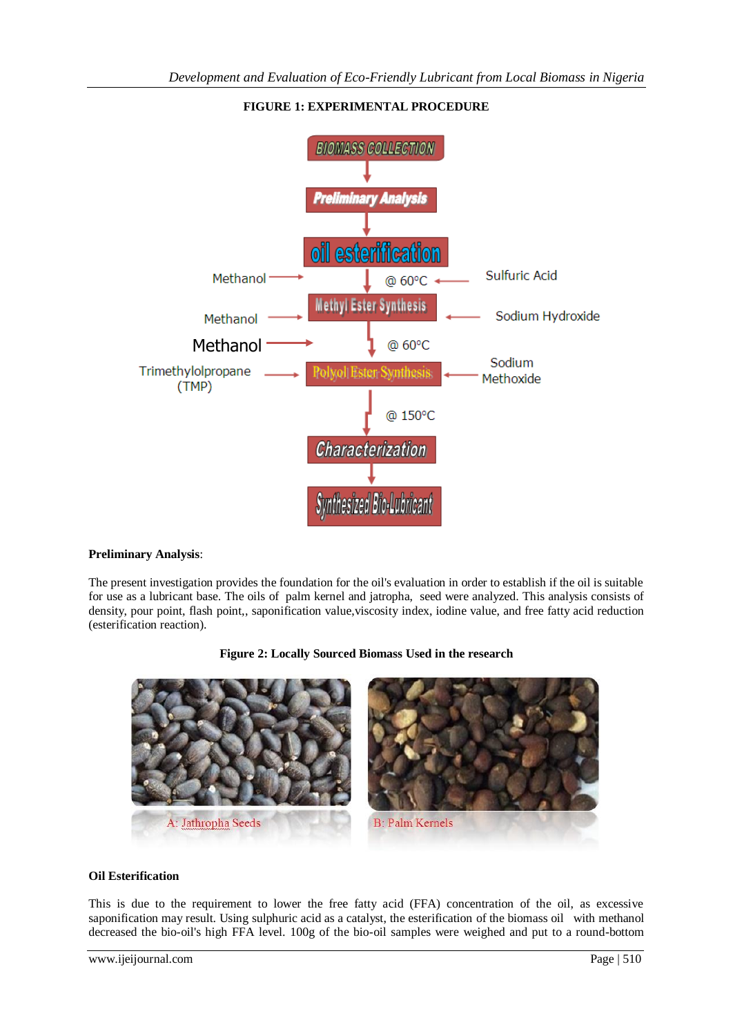**FIGURE 1: EXPERIMENTAL PROCEDURE**

**Preliminary Analysis**:

The present investigation provides the foundation for the oil's evaluation in order to establish if the oil is suitable for use as a lubricant base. The oils of palm kernel and jatropha, seed were analyzed. This analysis consists of density, pour point, flash point,, saponification value,viscosity index, iodine value, and free fatty acid reduction (esterification reaction).

**Figure 2: Locally Sourced Biomass Used in the research**

A: Jathropha Seeds

B: Palm Kernels

**Oil Esterification**

This is due to the requirement to lower the free fatty acid (FFA) concentration of the oil, as excessive saponification may result. Using sulphuric acid as a catalyst, the esterification of the biomass oil with methanol decreased the bio-oil's high FFA level. 100g of the bio-oil samples were weighed and put to a round-bottom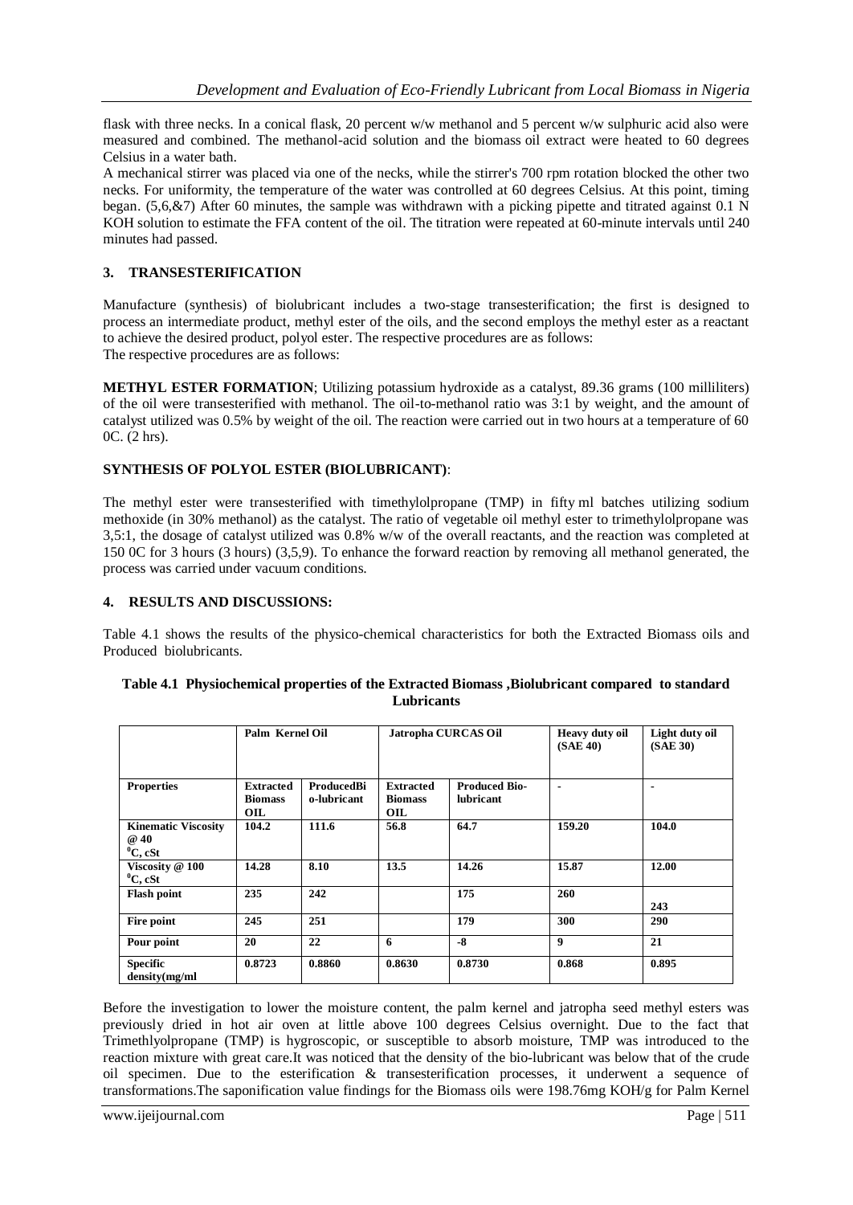flask with three necks. In a conical flask, 20 percent w/w methanol and 5 percent w/w sulphuric acid also were measured and combined. The methanol-acid solution and the biomass oil extract were heated to 60 degrees Celsius in a water bath.

A mechanical stirrer was placed via one of the necks, while the stirrer's 700 rpm rotation blocked the other two necks. For uniformity, the temperature of the water was controlled at 60 degrees Celsius. At this point, timing began. (5,6,&7) After 60 minutes, the sample was withdrawn with a picking pipette and titrated against 0.1 N KOH solution to estimate the FFA content of the oil. The titration were repeated at 60-minute intervals until 240 minutes had passed.

## 3. TRANSESTERIFICATION

Manufacture (synthesis) of biolubricant includes a two-stage transesterification; the first is designed to process an intermediate product, methyl ester of the oils, and the second employs the methyl ester as a reactant to achieve the desired product, polyol ester. The respective procedures are as follows:

The respective procedures are as follows:

**METHYL ESTER FORMATION**; Utilizing potassium hydroxide as a catalyst, 89.36 grams (100 milliliters) of the oil were transesterified with methanol. The oil-to-methanol ratio was 3:1 by weight, and the amount of catalyst utilized was 0.5% by weight of the oil. The reaction were carried out in two hours at a temperature of 60 0C. (2 hrs).

**SYNTHESIS OF POLYOL ESTER (BIOLUBRICANT)**:

The methyl ester were transesterified with timethylolpropane (TMP) in fifty ml batches utilizing sodium methoxide (in 30% methanol) as the catalyst. The ratio of vegetable oil methyl ester to trimethylolpropane was 3,5:1, the dosage of catalyst utilized was 0.8% w/w of the overall reactants, and the reaction was completed at 150 0C for 3 hours (3 hours) (3,5,9). To enhance the forward reaction by removing all methanol generated, the process was carried under vacuum conditions.

## 4. RESULTS AND DISCUSSIONS:

Table 4.1 shows the results of the physico-chemical characteristics for both the Extracted Biomass oils and Produced biolubricants.

**Table 4.1 Physiochemical properties of the Extracted Biomass ,Biolubricant compared to standard Lubricants**

| | Palm Kernel Oil | | Jatropha CURCAS Oil | | Heavy duty oil (SAE 40) | Light duty oil (SAE 30) |
|---|---|---|---|---|---|---|
| **Properties** | **Extracted Biomass OIL** | **ProducedBio-lubricant** | **Extracted Biomass OIL** | **Produced Bio-lubricant** | - | - |
| **Kinematic Viscosity @ 40 $^0$C, cSt** | 104.2 | 111.6 | 56.8 | 64.7 | 159.20 | 104.0 |
| **Viscosity @ 100 $^0$C, cSt** | 14.28 | 8.10 | 13.5 | 14.26 | 15.87 | 12.00 |
| **Flash point** | 235 | 242 | | 175 | 260 | 243 |
| **Fire point** | 245 | 251 | | 179 | 300 | 290 |
| **Pour point** | 20 | 22 | 6 | -8 | 9 | 21 |
| **Specific density(mg/ml** | 0.8723 | 0.8860 | 0.8630 | 0.8730 | 0.868 | 0.895 |

Before the investigation to lower the moisture content, the palm kernel and jatropha seed methyl esters was previously dried in hot air oven at little above 100 degrees Celsius overnight. Due to the fact that Trimethlyolpropane (TMP) is hygroscopic, or susceptible to absorb moisture, TMP was introduced to the reaction mixture with great care.It was noticed that the density of the bio-lubricant was below that of the crude oil specimen. Due to the esterification & transesterification processes, it underwent a sequence of transformations.The saponification value findings for the Biomass oils were 198.76mg KOH/g for Palm Kernel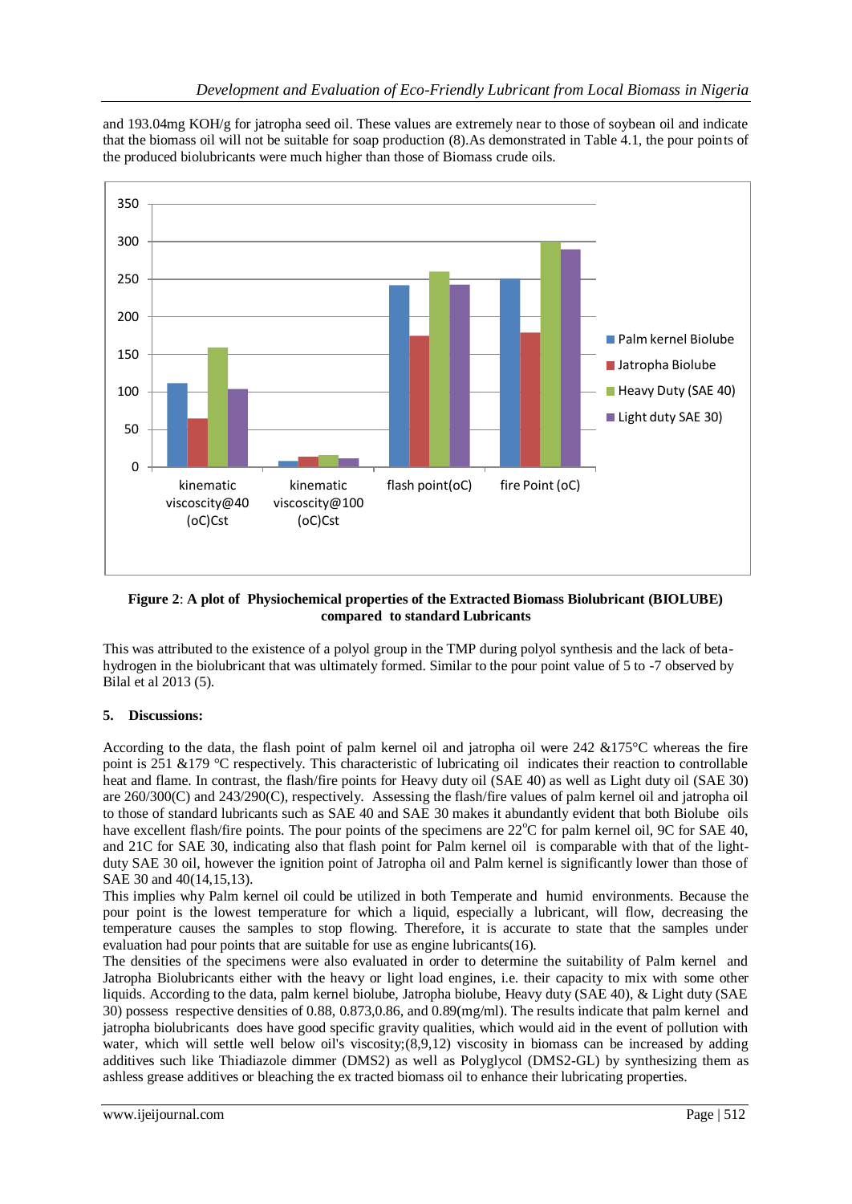and 193.04mg KOH/g for jatropha seed oil. These values are extremely near to those of soybean oil and indicate that the biomass oil will not be suitable for soap production (8).As demonstrated in Table 4.1, the pour points of the produced biolubricants were much higher than those of Biomass crude oils.

**Figure 2**: **A plot of Physiochemical properties of the Extracted Biomass Biolubricant (BIOLUBE) compared to standard Lubricants**

This was attributed to the existence of a polyol group in the TMP during polyol synthesis and the lack of beta-hydrogen in the biolubricant that was ultimately formed. Similar to the pour point value of 5 to -7 observed by Bilal et al 2013 (5).

## 5. Discussions:

According to the data, the flash point of palm kernel oil and jatropha oil were 242 &175°C whereas the fire point is 251 &179 °C respectively. This characteristic of lubricating oil indicates their reaction to controllable heat and flame. In contrast, the flash/fire points for Heavy duty oil (SAE 40) as well as Light duty oil (SAE 30) are 260/300(C) and 243/290(C), respectively. Assessing the flash/fire values of palm kernel oil and jatropha oil to those of standard lubricants such as SAE 40 and SAE 30 makes it abundantly evident that both Biolube oils have excellent flash/fire points. The pour points of the specimens are 22°C for palm kernel oil, 9C for SAE 40, and 21C for SAE 30, indicating also that flash point for Palm kernel oil is comparable with that of the light-duty SAE 30 oil, however the ignition point of Jatropha oil and Palm kernel is significantly lower than those of SAE 30 and 40(14,15,13).

This implies why Palm kernel oil could be utilized in both Temperate and humid environments. Because the pour point is the lowest temperature for which a liquid, especially a lubricant, will flow, decreasing the temperature causes the samples to stop flowing. Therefore, it is accurate to state that the samples under evaluation had pour points that are suitable for use as engine lubricants(16).

The densities of the specimens were also evaluated in order to determine the suitability of Palm kernel and Jatropha Biolubricants either with the heavy or light load engines, i.e. their capacity to mix with some other liquids. According to the data, palm kernel biolube, Jatropha biolube, Heavy duty (SAE 40), & Light duty (SAE 30) possess respective densities of 0.88, 0.873,0.86, and 0.89(mg/ml). The results indicate that palm kernel and jatropha biolubricants does have good specific gravity qualities, which would aid in the event of pollution with water, which will settle well below oil's viscosity;(8,9,12) viscosity in biomass can be increased by adding additives such like Thiadiazole dimmer (DMS2) as well as Polyglycol (DMS2-GL) by synthesizing them as ashless grease additives or bleaching the ex tracted biomass oil to enhance their lubricating properties.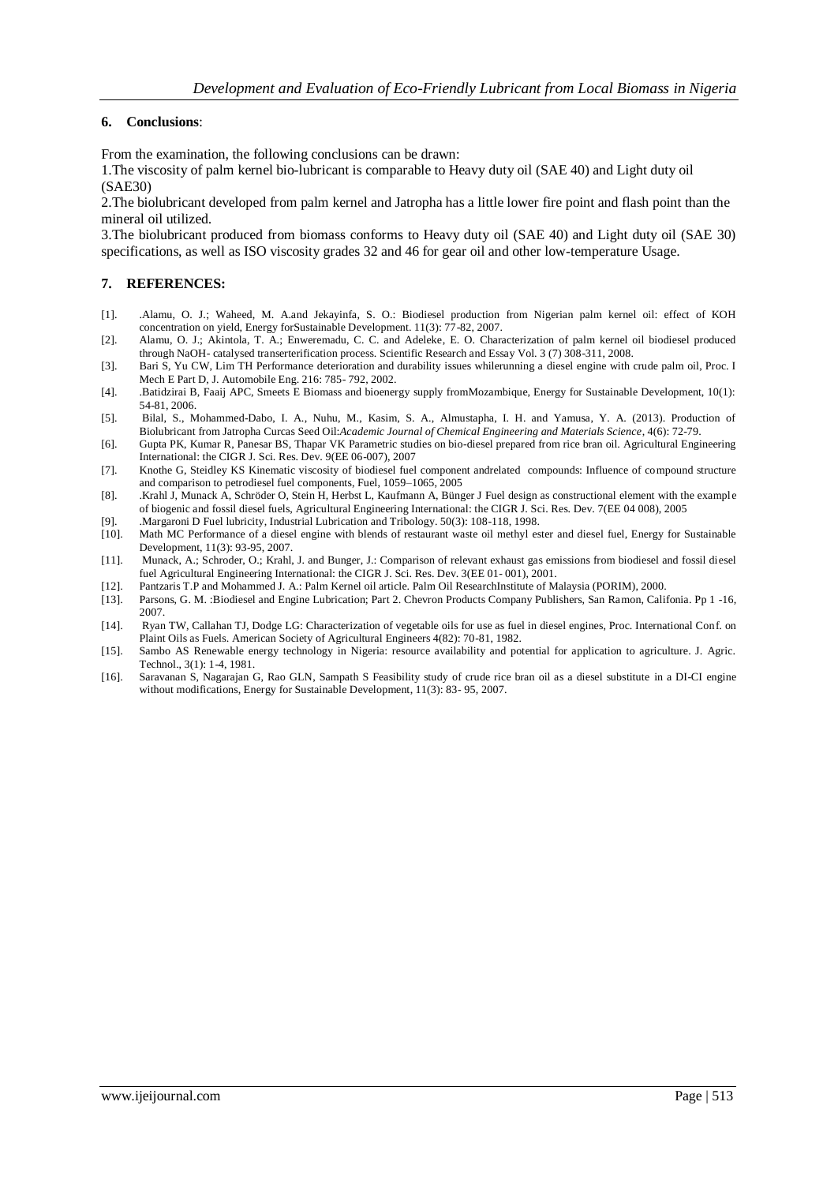## 6. Conclusions:

From the examination, the following conclusions can be drawn:

1.The viscosity of palm kernel bio-lubricant is comparable to Heavy duty oil (SAE 40) and Light duty oil (SAE30)

2.The biolubricant developed from palm kernel and Jatropha has a little lower fire point and flash point than the mineral oil utilized.

3.The biolubricant produced from biomass conforms to Heavy duty oil (SAE 40) and Light duty oil (SAE 30) specifications, as well as ISO viscosity grades 32 and 46 for gear oil and other low-temperature Usage.

## 7. REFERENCES:

[1]. .Alamu, O. J.; Waheed, M. A.and Jekayinfa, S. O.: Biodiesel production from Nigerian palm kernel oil: effect of KOH concentration on yield, Energy forSustainable Development. 11(3): 77-82, 2007.

[2]. Alamu, O. J.; Akintola, T. A.; Enweremadu, C. C. and Adeleke, E. O. Characterization of palm kernel oil biodiesel produced through NaOH- catalysed transerterification process. Scientific Research and Essay Vol. 3 (7) 308-311, 2008.

[3]. Bari S, Yu CW, Lim TH Performance deterioration and durability issues whilerunning a diesel engine with crude palm oil, Proc. I Mech E Part D, J. Automobile Eng. 216: 785- 792, 2002.

[4]. .Batidzirai B, Faaij APC, Smeets E Biomass and bioenergy supply fromMozambique, Energy for Sustainable Development, 10(1): 54-81, 2006.

[5]. Bilal, S., Mohammed-Dabo, I. A., Nuhu, M., Kasim, S. A., Almustapha, I. H. and Yamusa, Y. A. (2013). Production of Biolubricant from Jatropha Curcas Seed Oil:*Academic Journal of Chemical Engineering and Materials Science*, 4(6): 72-79.

[6]. Gupta PK, Kumar R, Panesar BS, Thapar VK Parametric studies on bio-diesel prepared from rice bran oil. Agricultural Engineering International: the CIGR J. Sci. Res. Dev. 9(EE 06-007), 2007

[7]. Knothe G, Steidley KS Kinematic viscosity of biodiesel fuel component andrelated compounds: Influence of compound structure and comparison to petrodiesel fuel components, Fuel, 1059–1065, 2005

[8]. .Krahl J, Munack A, Schröder O, Stein H, Herbst L, Kaufmann A, Bünger J Fuel design as constructional element with the example of biogenic and fossil diesel fuels, Agricultural Engineering International: the CIGR J. Sci. Res. Dev. 7(EE 04 008), 2005

[9]. .Margaroni D Fuel lubricity, Industrial Lubrication and Tribology. 50(3): 108-118, 1998.

[10]. Math MC Performance of a diesel engine with blends of restaurant waste oil methyl ester and diesel fuel, Energy for Sustainable Development, 11(3): 93-95, 2007.

[11]. Munack, A.; Schroder, O.; Krahl, J. and Bunger, J.: Comparison of relevant exhaust gas emissions from biodiesel and fossil diesel fuel Agricultural Engineering International: the CIGR J. Sci. Res. Dev. 3(EE 01- 001), 2001.

[12]. Pantzaris T.P and Mohammed J. A.: Palm Kernel oil article. Palm Oil ResearchInstitute of Malaysia (PORIM), 2000.

[13]. Parsons, G. M. :Biodiesel and Engine Lubrication; Part 2. Chevron Products Company Publishers, San Ramon, Califonia. Pp 1 -16, 2007.

[14]. Ryan TW, Callahan TJ, Dodge LG: Characterization of vegetable oils for use as fuel in diesel engines, Proc. International Conf. on Plaint Oils as Fuels. American Society of Agricultural Engineers 4(82): 70-81, 1982.

[15]. Sambo AS Renewable energy technology in Nigeria: resource availability and potential for application to agriculture. J. Agric. Technol., 3(1): 1-4, 1981.

[16]. Saravanan S, Nagarajan G, Rao GLN, Sampath S Feasibility study of crude rice bran oil as a diesel substitute in a DI-CI engine without modifications, Energy for Sustainable Development, 11(3): 83- 95, 2007.